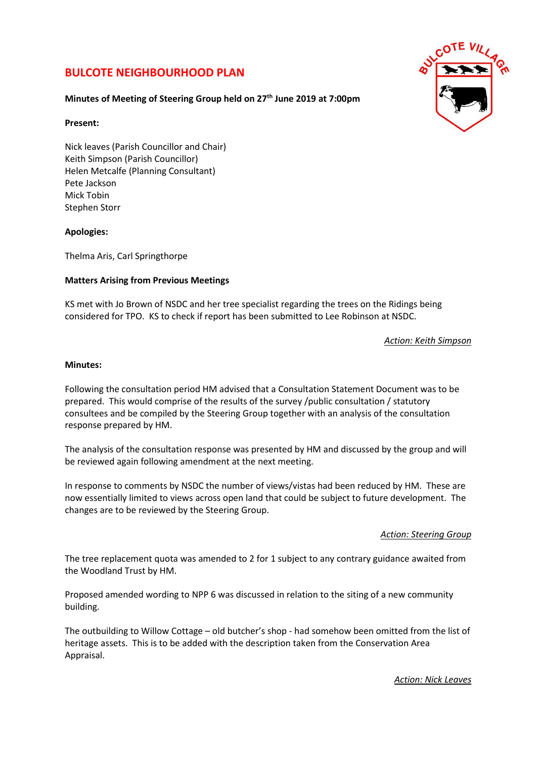# BULCOTE NEIGHBOURHOOD PLAN

**Minutes of Meeting of Steering Group held on 27th June 2019 at 7:00pm**

**Present:**

Nick leaves (Parish Councillor and Chair)
Keith Simpson (Parish Councillor)
Helen Metcalfe (Planning Consultant)
Pete Jackson
Mick Tobin
Stephen Storr

**Apologies:**

Thelma Aris, Carl Springthorpe

**Matters Arising from Previous Meetings**

KS met with Jo Brown of NSDC and her tree specialist regarding the trees on the Ridings being considered for TPO. KS to check if report has been submitted to Lee Robinson at NSDC.

*Action: Keith Simpson*

**Minutes:**

Following the consultation period HM advised that a Consultation Statement Document was to be prepared. This would comprise of the results of the survey /public consultation / statutory consultees and be compiled by the Steering Group together with an analysis of the consultation response prepared by HM.

The analysis of the consultation response was presented by HM and discussed by the group and will be reviewed again following amendment at the next meeting.

In response to comments by NSDC the number of views/vistas had been reduced by HM. These are now essentially limited to views across open land that could be subject to future development. The changes are to be reviewed by the Steering Group.

*Action: Steering Group*

The tree replacement quota was amended to 2 for 1 subject to any contrary guidance awaited from the Woodland Trust by HM.

Proposed amended wording to NPP 6 was discussed in relation to the siting of a new community building.

The outbuilding to Willow Cottage – old butcher's shop - had somehow been omitted from the list of heritage assets. This is to be added with the description taken from the Conservation Area Appraisal.

*Action: Nick Leaves*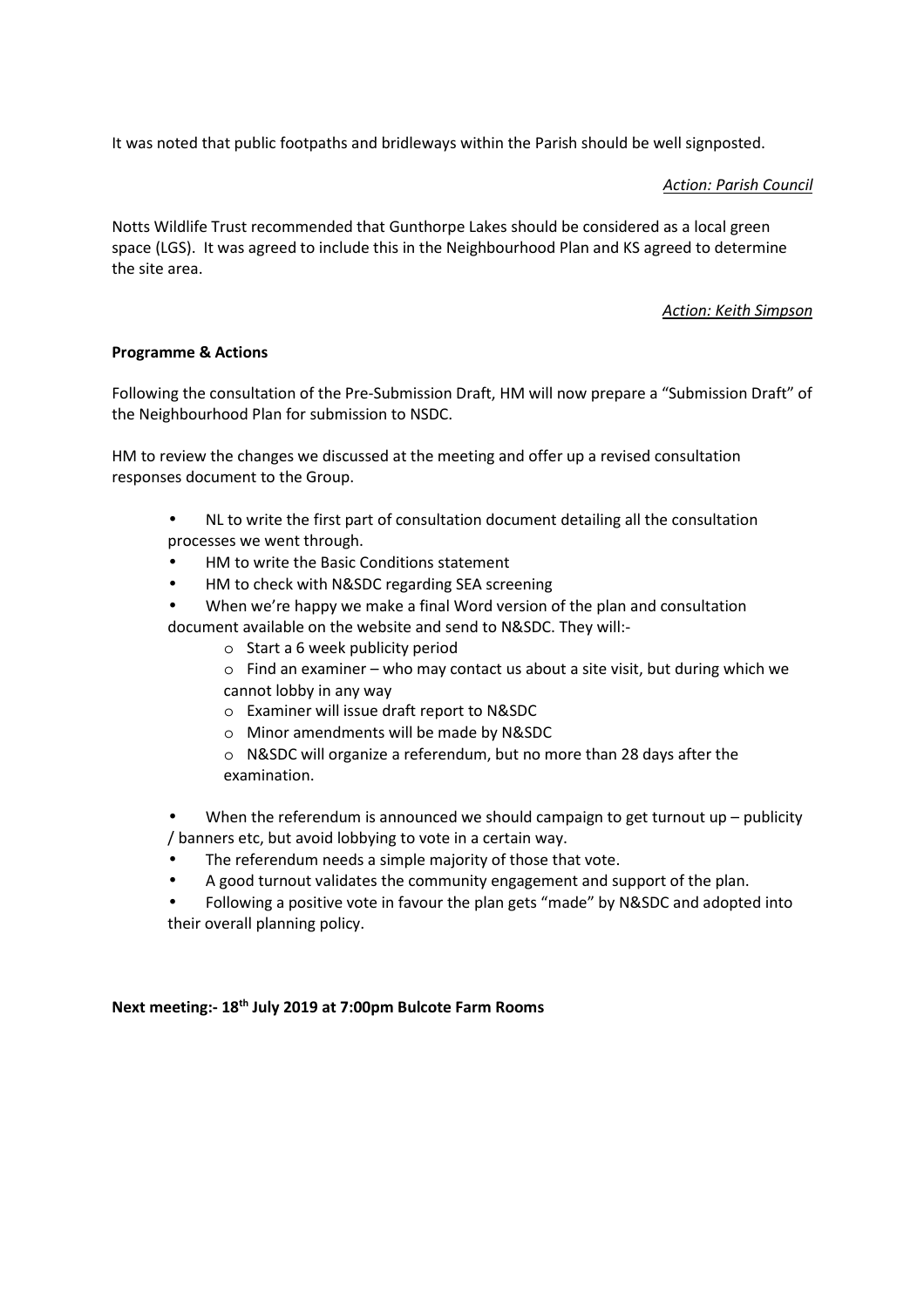It was noted that public footpaths and bridleways within the Parish should be well signposted.

*Action: Parish Council*

Notts Wildlife Trust recommended that Gunthorpe Lakes should be considered as a local green space (LGS). It was agreed to include this in the Neighbourhood Plan and KS agreed to determine the site area.

*Action: Keith Simpson*

**Programme & Actions**

Following the consultation of the Pre-Submission Draft, HM will now prepare a "Submission Draft" of the Neighbourhood Plan for submission to NSDC.

HM to review the changes we discussed at the meeting and offer up a revised consultation responses document to the Group.

- NL to write the first part of consultation document detailing all the consultation processes we went through.
- HM to write the Basic Conditions statement
- HM to check with N&SDC regarding SEA screening
- When we're happy we make a final Word version of the plan and consultation document available on the website and send to N&SDC. They will:-
    - Start a 6 week publicity period
    - Find an examiner – who may contact us about a site visit, but during which we cannot lobby in any way
    - Examiner will issue draft report to N&SDC
    - Minor amendments will be made by N&SDC
    - N&SDC will organize a referendum, but no more than 28 days after the examination.

- When the referendum is announced we should campaign to get turnout up – publicity / banners etc, but avoid lobbying to vote in a certain way.
- The referendum needs a simple majority of those that vote.
- A good turnout validates the community engagement and support of the plan.
- Following a positive vote in favour the plan gets "made" by N&SDC and adopted into their overall planning policy.

**Next meeting:- 18th July 2019 at 7:00pm Bulcote Farm Rooms**